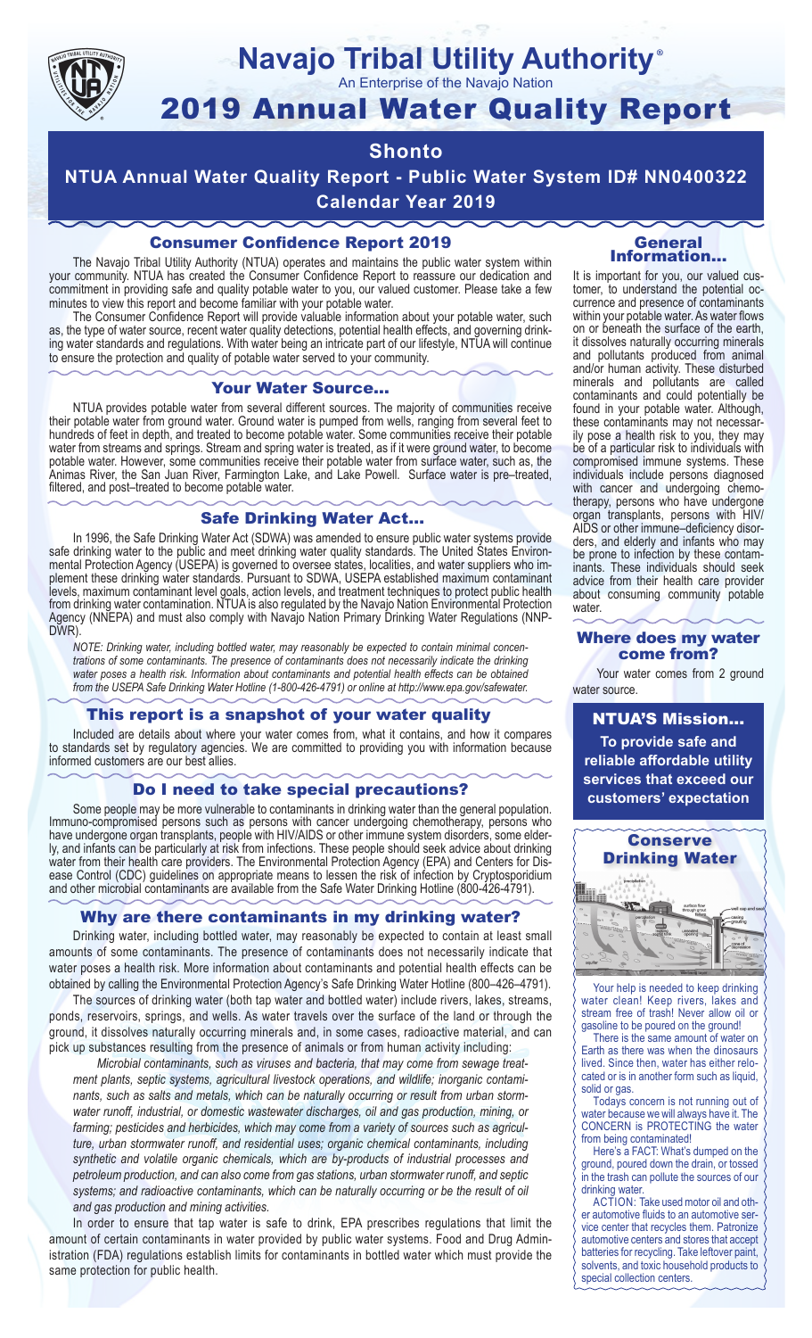# Navajo Tribal Utility Authority®

An Enterprise of the Navajo Nation

# 2019 Annual Water Quality Report

## Shonto

## NTUA Annual Water Quality Report - Public Water System ID# NN0400322

## Calendar Year 2019

### Consumer Confidence Report 2019

The Navajo Tribal Utility Authority (NTUA) operates and maintains the public water system within your community. NTUA has created the Consumer Confidence Report to reassure our dedication and commitment in providing safe and quality potable water to you, our valued customer. Please take a few minutes to view this report and become familiar with your potable water.

The Consumer Confidence Report will provide valuable information about your potable water, such as, the type of water source, recent water quality detections, potential health effects, and governing drinking water standards and regulations. With water being an intricate part of our lifestyle, NTUA will continue to ensure the protection and quality of potable water served to your community.

### Your Water Source...

NTUA provides potable water from several different sources. The majority of communities receive their potable water from ground water. Ground water is pumped from wells, ranging from several feet to hundreds of feet in depth, and treated to become potable water. Some communities receive their potable water from streams and springs. Stream and spring water is treated, as if it were ground water, to become potable water. However, some communities receive their potable water from surface water, such as, the Animas River, the San Juan River, Farmington Lake, and Lake Powell. Surface water is pre–treated, filtered, and post–treated to become potable water.

### Safe Drinking Water Act...

In 1996, the Safe Drinking Water Act (SDWA) was amended to ensure public water systems provide safe drinking water to the public and meet drinking water quality standards. The United States Environmental Protection Agency (USEPA) is governed to oversee states, localities, and water suppliers who implement these drinking water standards. Pursuant to SDWA, USEPA established maximum contaminant levels, maximum contaminant level goals, action levels, and treatment techniques to protect public health from drinking water contamination. NTUA is also regulated by the Navajo Nation Environmental Protection Agency (NNEPA) and must also comply with Navajo Nation Primary Drinking Water Regulations (NNPDWR).

*NOTE: Drinking water, including bottled water, may reasonably be expected to contain minimal concentrations of some contaminants. The presence of contaminants does not necessarily indicate the drinking water poses a health risk. Information about contaminants and potential health effects can be obtained from the USEPA Safe Drinking Water Hotline (1-800-426-4791) or online at http://www.epa.gov/safewater.*

### This report is a snapshot of your water quality

Included are details about where your water comes from, what it contains, and how it compares to standards set by regulatory agencies. We are committed to providing you with information because informed customers are our best allies.

### Do I need to take special precautions?

Some people may be more vulnerable to contaminants in drinking water than the general population. Immuno-compromised persons such as persons with cancer undergoing chemotherapy, persons who have undergone organ transplants, people with HIV/AIDS or other immune system disorders, some elderly, and infants can be particularly at risk from infections. These people should seek advice about drinking water from their health care providers. The Environmental Protection Agency (EPA) and Centers for Disease Control (CDC) guidelines on appropriate means to lessen the risk of infection by Cryptosporidium and other microbial contaminants are available from the Safe Water Drinking Hotline (800-426-4791).

### Why are there contaminants in my drinking water?

Drinking water, including bottled water, may reasonably be expected to contain at least small amounts of some contaminants. The presence of contaminants does not necessarily indicate that water poses a health risk. More information about contaminants and potential health effects can be obtained by calling the Environmental Protection Agency's Safe Drinking Water Hotline (800–426–4791).

The sources of drinking water (both tap water and bottled water) include rivers, lakes, streams, ponds, reservoirs, springs, and wells. As water travels over the surface of the land or through the ground, it dissolves naturally occurring minerals and, in some cases, radioactive material, and can pick up substances resulting from the presence of animals or from human activity including:

*Microbial contaminants, such as viruses and bacteria, that may come from sewage treatment plants, septic systems, agricultural livestock operations, and wildlife; inorganic contaminants, such as salts and metals, which can be naturally occurring or result from urban stormwater runoff, industrial, or domestic wastewater discharges, oil and gas production, mining, or farming; pesticides and herbicides, which may come from a variety of sources such as agriculture, urban stormwater runoff, and residential uses; organic chemical contaminants, including synthetic and volatile organic chemicals, which are by-products of industrial processes and petroleum production, and can also come from gas stations, urban stormwater runoff, and septic systems; and radioactive contaminants, which can be naturally occurring or be the result of oil and gas production and mining activities.*

In order to ensure that tap water is safe to drink, EPA prescribes regulations that limit the amount of certain contaminants in water provided by public water systems. Food and Drug Administration (FDA) regulations establish limits for contaminants in bottled water which must provide the same protection for public health.

### General Information...

It is important for you, our valued customer, to understand the potential occurrence and presence of contaminants within your potable water. As water flows on or beneath the surface of the earth, it dissolves naturally occurring minerals and pollutants produced from animal and/or human activity. These disturbed minerals and pollutants are called contaminants and could potentially be found in your potable water. Although, these contaminants may not necessarily pose a health risk to you, they may be of a particular risk to individuals with compromised immune systems. These individuals include persons diagnosed with cancer and undergoing chemotherapy, persons who have undergone organ transplants, persons with HIV/AIDS or other immune–deficiency disorders, and elderly and infants who may be prone to infection by these contaminants. These individuals should seek advice from their health care provider about consuming community potable water.

### Where does my water come from?

Your water comes from 2 ground water source.

### NTUA'S Mission...

**To provide safe and reliable affordable utility services that exceed our customers' expectation**

### Conserve Drinking Water

Your help is needed to keep drinking water clean! Keep rivers, lakes and stream free of trash! Never allow oil or gasoline to be poured on the ground!

There is the same amount of water on Earth as there was when the dinosaurs lived. Since then, water has either relocated or is in another form such as liquid, solid or gas.

Todays concern is not running out of water because we will always have it. The CONCERN is PROTECTING the water from being contaminated!

Here's a FACT: What's dumped on the ground, poured down the drain, or tossed in the trash can pollute the sources of our drinking water.

ACTION: Take used motor oil and other automotive fluids to an automotive service center that recycles them. Patronize automotive centers and stores that accept batteries for recycling. Take leftover paint, solvents, and toxic household products to special collection centers.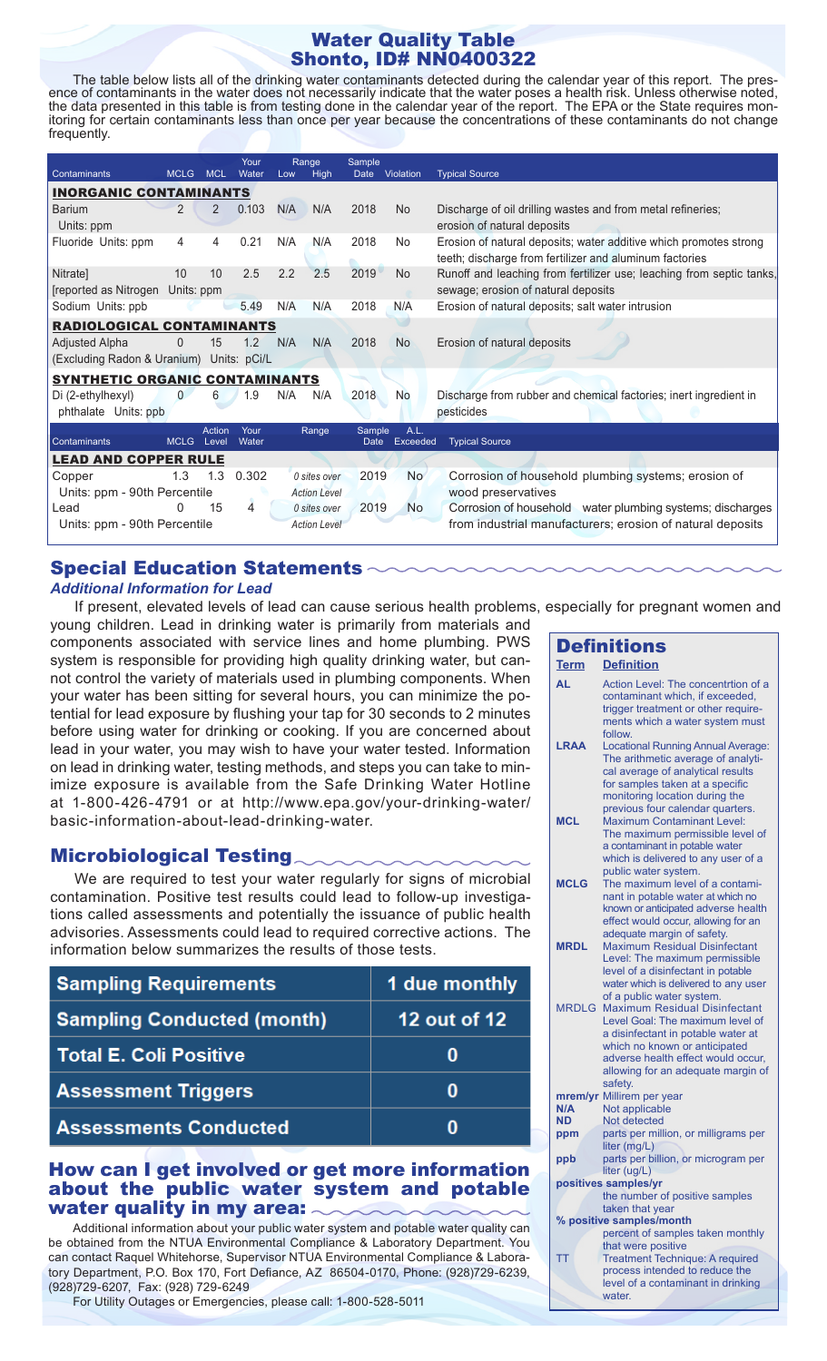# Water Quality Table
## Shonto, ID# NN0400322

The table below lists all of the drinking water contaminants detected during the calendar year of this report. The presence of contaminants in the water does not necessarily indicate that the water poses a health risk. Unless otherwise noted, the data presented in this table is from testing done in the calendar year of the report. The EPA or the State requires monitoring for certain contaminants less than once per year because the concentrations of these contaminants do not change frequently.

| Contaminants | MCLG | MCL | Your Water | Range Low | Range High | Sample Date | Violation | Typical Source |
|---|---|---|---|---|---|---|---|---|
| **INORGANIC CONTAMINANTS** | | | | | | | | |
| Barium Units: ppm | 2 | 2 | 0.103 | N/A | N/A | 2018 | No | Discharge of oil drilling wastes and from metal refineries; erosion of natural deposits |
| Fluoride Units: ppm | 4 | 4 | 0.21 | N/A | N/A | 2018 | No | Erosion of natural deposits; water additive which promotes strong teeth; discharge from fertilizer and aluminum factories |
| Nitrate] [reported as Nitrogen Units: ppm | 10 | 10 | 2.5 | 2.2 | 2.5 | 2019 | No | Runoff and leaching from fertilizer use; leaching from septic tanks, sewage; erosion of natural deposits |
| Sodium Units: ppb | | | 5.49 | N/A | N/A | 2018 | N/A | Erosion of natural deposits; salt water intrusion |
| **RADIOLOGICAL CONTAMINANTS** | | | | | | | | |
| Adjusted Alpha (Excluding Radon & Uranium) Units: pCi/L | 0 | 15 | 1.2 | N/A | N/A | 2018 | No | Erosion of natural deposits |
| **SYNTHETIC ORGANIC CONTAMINANTS** | | | | | | | | |
| Di (2-ethylhexyl) phthalate Units: ppb | 0 | 6 | 1.9 | N/A | N/A | 2018 | No | Discharge from rubber and chemical factories; inert ingredient in pesticides |

| Contaminants | MCLG | Action Level | Your Water | Range | Sample Date | A.L. Exceeded | Typical Source |
|---|---|---|---|---|---|---|---|
| **LEAD AND COPPER RULE** | | | | | | | |
| Copper Units: ppm - 90th Percentile | 1.3 | 1.3 | 0.302 | 0 sites over Action Level | 2019 | No | Corrosion of household plumbing systems; erosion of wood preservatives |
| Lead Units: ppm - 90th Percentile | 0 | 15 | 4 | 0 sites over Action Level | 2019 | No | Corrosion of household water plumbing systems; discharges from industrial manufacturers; erosion of natural deposits |

## Special Education Statements

***Additional Information for Lead***

If present, elevated levels of lead can cause serious health problems, especially for pregnant women and young children. Lead in drinking water is primarily from materials and components associated with service lines and home plumbing. PWS system is responsible for providing high quality drinking water, but cannot control the variety of materials used in plumbing components. When your water has been sitting for several hours, you can minimize the potential for lead exposure by flushing your tap for 30 seconds to 2 minutes before using water for drinking or cooking. If you are concerned about lead in your water, you may wish to have your water tested. Information on lead in drinking water, testing methods, and steps you can take to minimize exposure is available from the Safe Drinking Water Hotline at 1-800-426-4791 or at http://www.epa.gov/your-drinking-water/basic-information-about-lead-drinking-water.

## Microbiological Testing

We are required to test your water regularly for signs of microbial contamination. Positive test results could lead to follow-up investigations called assessments and potentially the issuance of public health advisories. Assessments could lead to required corrective actions. The information below summarizes the results of those tests.

| | |
|---|---|
| Sampling Requirements | 1 due monthly |
| Sampling Conducted (month) | 12 out of 12 |
| Total E. Coli Positive | 0 |
| Assessment Triggers | 0 |
| Assessments Conducted | 0 |

## How can I get involved or get more information about the public water system and potable water quality in my area:

Additional information about your public water system and potable water quality can be obtained from the NTUA Environmental Compliance & Laboratory Department. You can contact Raquel Whitehorse, Supervisor NTUA Environmental Compliance & Laboratory Department, P.O. Box 170, Fort Defiance, AZ 86504-0170, Phone: (928)729-6239, (928)729-6207, Fax: (928) 729-6249

For Utility Outages or Emergencies, please call: 1-800-528-5011

## Definitions

| Term | Definition |
|---|---|
| AL | Action Level: The concentrtion of a contaminant which, if exceeded, trigger treatment or other requirements which a water system must follow. |
| LRAA | Locational Running Annual Average: The arithmetic average of analytical results for samples taken at a specific monitoring location during the previous four calendar quarters. |
| MCL | Maximum Contaminant Level: The maximum permissible level of a contaminant in potable water which is delivered to any user of a public water system. |
| MCLG | The maximum level of a contaminant in potable water at which no known or anticipated adverse health effect would occur, allowing for an adequate margin of safety. |
| MRDL | Maximum Residual Disinfectant Level: The maximum permissible level of a disinfectant in potable water which is delivered to any user of a public water system. |
| MRDLG | Maximum Residual Disinfectant Level Goal: The maximum level of a disinfectant in potable water at which no known or anticipated adverse health effect would occur, allowing for an adequate margin of safety. |
| mrem/yr | Millirem per year |
| N/A | Not applicable |
| ND | Not detected |
| ppm | parts per million, or milligrams per liter (mg/L) |
| ppb | parts per billion, or microgram per liter (ug/L) |
| positives samples/yr | the number of positive samples taken that year |
| % positive samples/month | percent of samples taken monthly that were positive |
| TT | Treatment Technique: A required process intended to reduce the level of a contaminant in drinking water. |